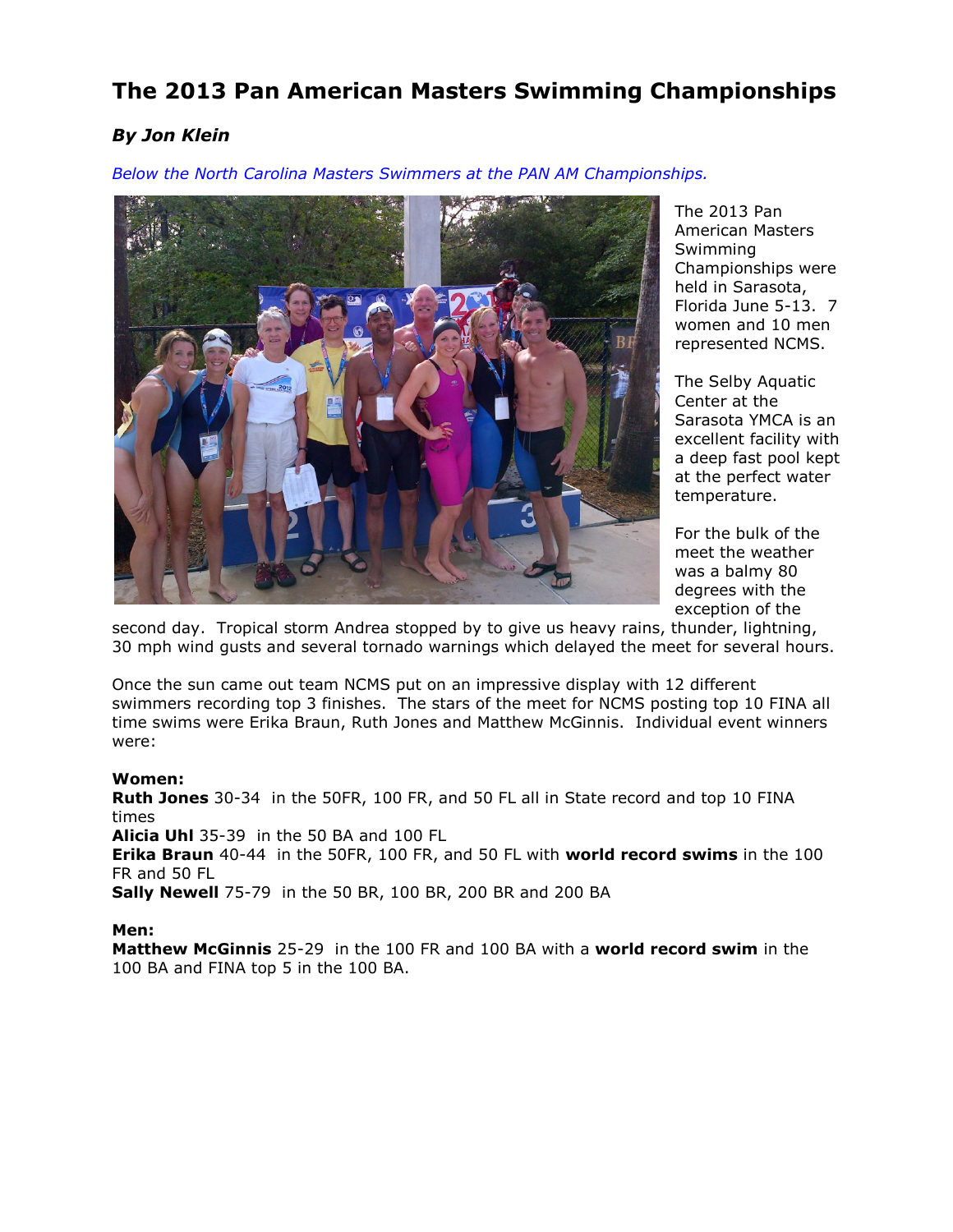# The 2013 Pan American Masters Swimming Championships

***By Jon Klein***

*Below the North Carolina Masters Swimmers at the PAN AM Championships.*

The 2013 Pan American Masters Swimming Championships were held in Sarasota, Florida June 5-13. 7 women and 10 men represented NCMS.

The Selby Aquatic Center at the Sarasota YMCA is an excellent facility with a deep fast pool kept at the perfect water temperature.

For the bulk of the meet the weather was a balmy 80 degrees with the exception of the second day. Tropical storm Andrea stopped by to give us heavy rains, thunder, lightning, 30 mph wind gusts and several tornado warnings which delayed the meet for several hours.

Once the sun came out team NCMS put on an impressive display with 12 different swimmers recording top 3 finishes. The stars of the meet for NCMS posting top 10 FINA all time swims were Erika Braun, Ruth Jones and Matthew McGinnis. Individual event winners were:

**Women:**
**Ruth Jones** 30-34 in the 50FR, 100 FR, and 50 FL all in State record and top 10 FINA times
**Alicia Uhl** 35-39 in the 50 BA and 100 FL
**Erika Braun** 40-44 in the 50FR, 100 FR, and 50 FL with **world record swims** in the 100 FR and 50 FL
**Sally Newell** 75-79 in the 50 BR, 100 BR, 200 BR and 200 BA

**Men:**
**Matthew McGinnis** 25-29 in the 100 FR and 100 BA with a **world record swim** in the 100 BA and FINA top 5 in the 100 BA.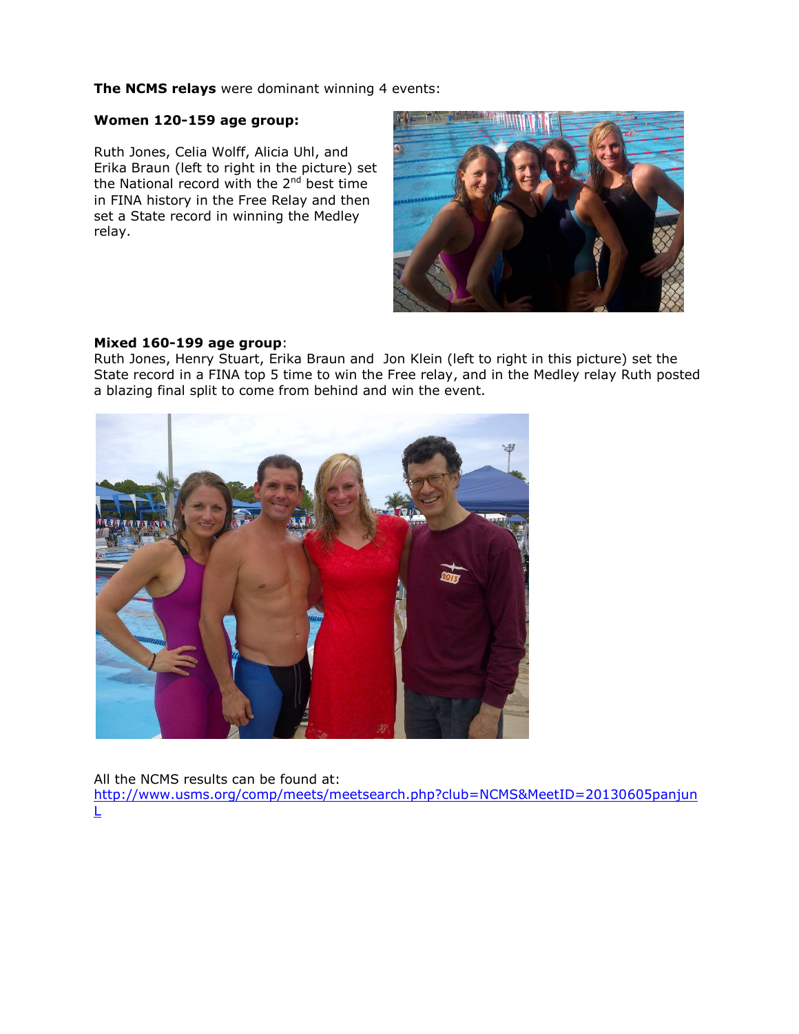**The NCMS relays** were dominant winning 4 events:

**Women 120-159 age group:**

Ruth Jones, Celia Wolff, Alicia Uhl, and Erika Braun (left to right in the picture) set the National record with the 2nd best time in FINA history in the Free Relay and then set a State record in winning the Medley relay.

**Mixed 160-199 age group**:
Ruth Jones, Henry Stuart, Erika Braun and Jon Klein (left to right in this picture) set the State record in a FINA top 5 time to win the Free relay, and in the Medley relay Ruth posted a blazing final split to come from behind and win the event.

All the NCMS results can be found at:
http://www.usms.org/comp/meets/meetsearch.php?club=NCMS&MeetID=20130605panjunL